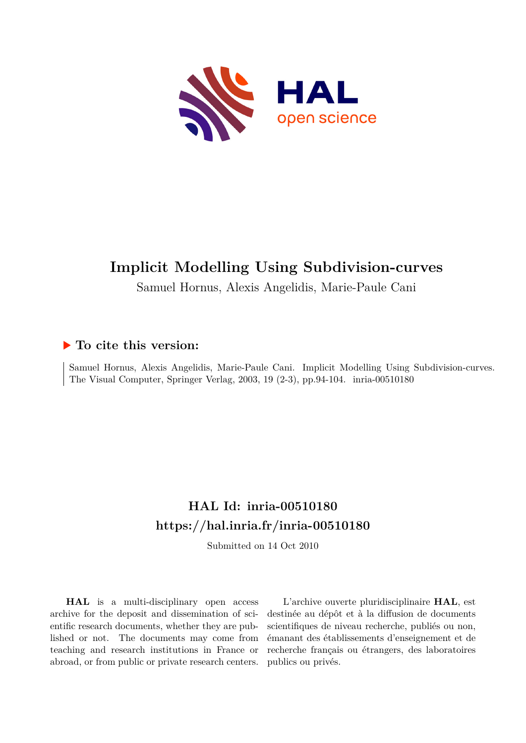# Implicit Modelling Using Subdivision-curves

Samuel Hornus, Alexis Angelidis, Marie-Paule Cani

### ▶ To cite this version:

Samuel Hornus, Alexis Angelidis, Marie-Paule Cani. Implicit Modelling Using Subdivision-curves. The Visual Computer, Springer Verlag, 2003, 19 (2-3), pp.94-104. inria-00510180

## HAL Id: inria-00510180

## https://hal.inria.fr/inria-00510180

Submitted on 14 Oct 2010

**HAL** is a multi-disciplinary open access archive for the deposit and dissemination of scientific research documents, whether they are published or not. The documents may come from teaching and research institutions in France or abroad, or from public or private research centers.

L'archive ouverte pluridisciplinaire **HAL**, est destinée au dépôt et à la diffusion de documents scientifiques de niveau recherche, publiés ou non, émanant des établissements d'enseignement et de recherche français ou étrangers, des laboratoires publics ou privés.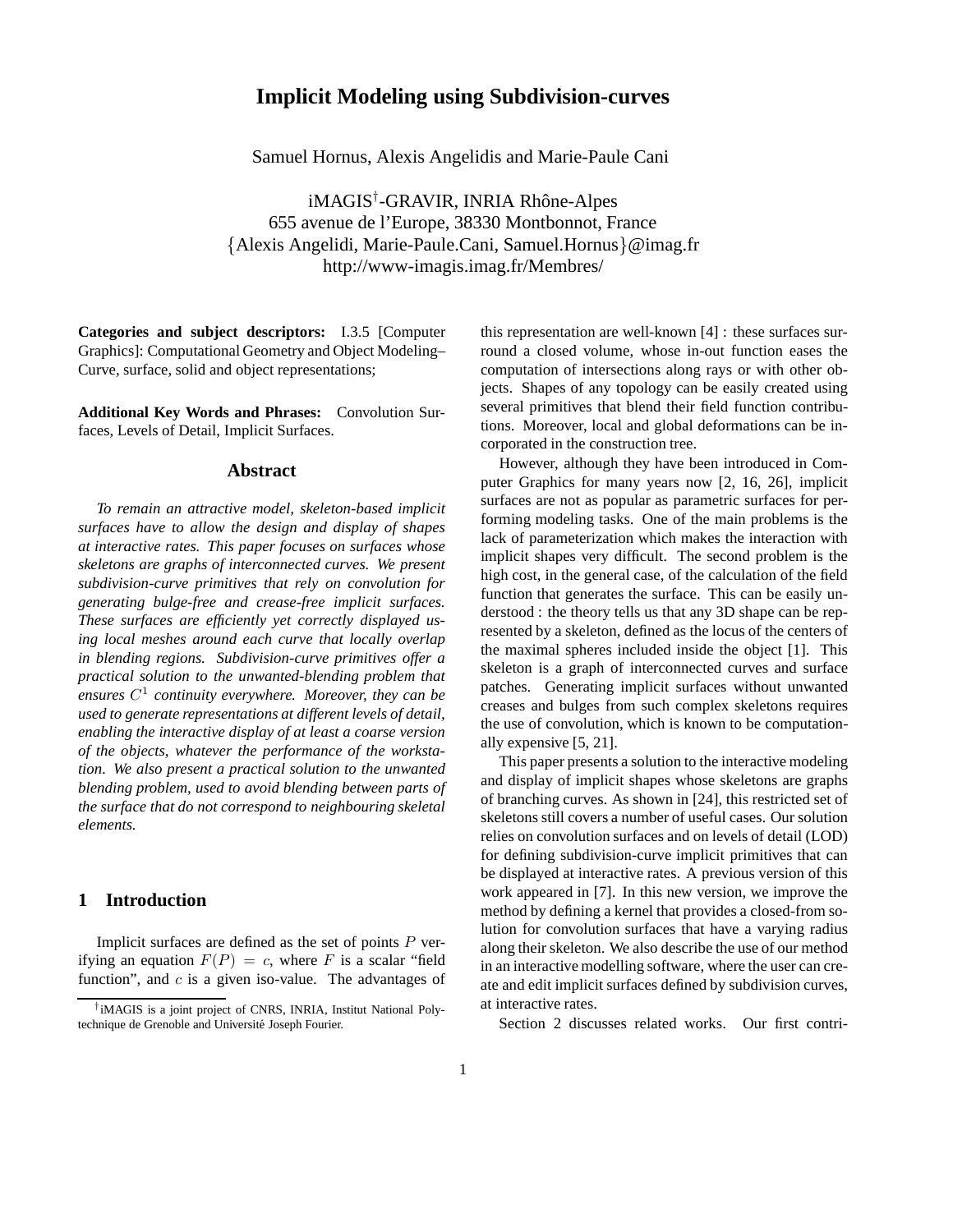# Implicit Modeling using Subdivision-curves

Samuel Hornus, Alexis Angelidis and Marie-Paule Cani

iMAGIS[†]-GRAVIR, INRIA Rhône-Alpes
655 avenue de l'Europe, 38330 Montbonnot, France
{Alexis Angelidi, Marie-Paule.Cani, Samuel.Hornus}@imag.fr
http://www-imagis.imag.fr/Membres/

**Categories and subject descriptors:** I.3.5 [Computer Graphics]: Computational Geometry and Object Modeling– Curve, surface, solid and object representations;

**Additional Key Words and Phrases:** Convolution Surfaces, Levels of Detail, Implicit Surfaces.

## Abstract

*To remain an attractive model, skeleton-based implicit surfaces have to allow the design and display of shapes at interactive rates. This paper focuses on surfaces whose skeletons are graphs of interconnected curves. We present subdivision-curve primitives that rely on convolution for generating bulge-free and crease-free implicit surfaces. These surfaces are efficiently yet correctly displayed using local meshes around each curve that locally overlap in blending regions. Subdivision-curve primitives offer a practical solution to the unwanted-blending problem that ensures $C^1$ continuity everywhere. Moreover, they can be used to generate representations at different levels of detail, enabling the interactive display of at least a coarse version of the objects, whatever the performance of the workstation. We also present a practical solution to the unwanted blending problem, used to avoid blending between parts of the surface that do not correspond to neighbouring skeletal elements.*

## 1 Introduction

Implicit surfaces are defined as the set of points $P$ verifying an equation $F(P) = c$, where $F$ is a scalar "field function", and $c$ is a given iso-value. The advantages of this representation are well-known [4] : these surfaces surround a closed volume, whose in-out function eases the computation of intersections along rays or with other objects. Shapes of any topology can be easily created using several primitives that blend their field function contributions. Moreover, local and global deformations can be incorporated in the construction tree.

However, although they have been introduced in Computer Graphics for many years now [2, 16, 26], implicit surfaces are not as popular as parametric surfaces for performing modeling tasks. One of the main problems is the lack of parameterization which makes the interaction with implicit shapes very difficult. The second problem is the high cost, in the general case, of the calculation of the field function that generates the surface. This can be easily understood : the theory tells us that any 3D shape can be represented by a skeleton, defined as the locus of the centers of the maximal spheres included inside the object [1]. This skeleton is a graph of interconnected curves and surface patches. Generating implicit surfaces without unwanted creases and bulges from such complex skeletons requires the use of convolution, which is known to be computationally expensive [5, 21].

This paper presents a solution to the interactive modeling and display of implicit shapes whose skeletons are graphs of branching curves. As shown in [24], this restricted set of skeletons still covers a number of useful cases. Our solution relies on convolution surfaces and on levels of detail (LOD) for defining subdivision-curve implicit primitives that can be displayed at interactive rates. A previous version of this work appeared in [7]. In this new version, we improve the method by defining a kernel that provides a closed-from solution for convolution surfaces that have a varying radius along their skeleton. We also describe the use of our method in an interactive modelling software, where the user can create and edit implicit surfaces defined by subdivision curves, at interactive rates.

Section 2 discusses related works. Our first contri-

[†]iMAGIS is a joint project of CNRS, INRIA, Institut National Polytechnique de Grenoble and Université Joseph Fourier.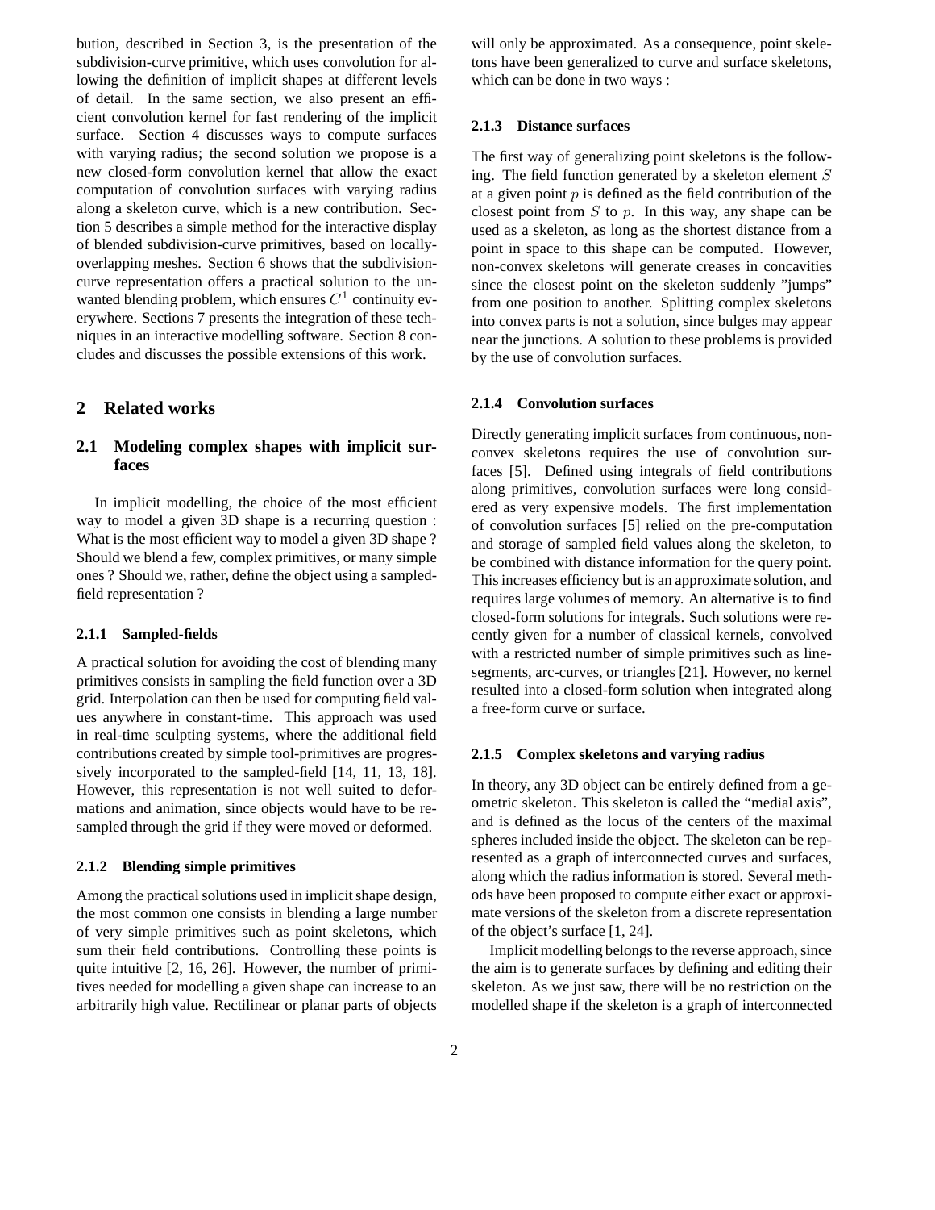bution, described in Section 3, is the presentation of the subdivision-curve primitive, which uses convolution for allowing the definition of implicit shapes at different levels of detail. In the same section, we also present an efficient convolution kernel for fast rendering of the implicit surface. Section 4 discusses ways to compute surfaces with varying radius; the second solution we propose is a new closed-form convolution kernel that allow the exact computation of convolution surfaces with varying radius along a skeleton curve, which is a new contribution. Section 5 describes a simple method for the interactive display of blended subdivision-curve primitives, based on locally-overlapping meshes. Section 6 shows that the subdivision-curve representation offers a practical solution to the unwanted blending problem, which ensures $C^1$ continuity everywhere. Sections 7 presents the integration of these techniques in an interactive modelling software. Section 8 concludes and discusses the possible extensions of this work.

## 2 Related works

### 2.1 Modeling complex shapes with implicit surfaces

In implicit modelling, the choice of the most efficient way to model a given 3D shape is a recurring question : What is the most efficient way to model a given 3D shape ? Should we blend a few, complex primitives, or many simple ones ? Should we, rather, define the object using a sampled-field representation ?

#### 2.1.1 Sampled-fields

A practical solution for avoiding the cost of blending many primitives consists in sampling the field function over a 3D grid. Interpolation can then be used for computing field values anywhere in constant-time. This approach was used in real-time sculpting systems, where the additional field contributions created by simple tool-primitives are progressively incorporated to the sampled-field [14, 11, 13, 18]. However, this representation is not well suited to deformations and animation, since objects would have to be resampled through the grid if they were moved or deformed.

#### 2.1.2 Blending simple primitives

Among the practical solutions used in implicit shape design, the most common one consists in blending a large number of very simple primitives such as point skeletons, which sum their field contributions. Controlling these points is quite intuitive [2, 16, 26]. However, the number of primitives needed for modelling a given shape can increase to an arbitrarily high value. Rectilinear or planar parts of objects will only be approximated. As a consequence, point skeletons have been generalized to curve and surface skeletons, which can be done in two ways :

#### 2.1.3 Distance surfaces

The first way of generalizing point skeletons is the following. The field function generated by a skeleton element $S$ at a given point $p$ is defined as the field contribution of the closest point from $S$ to $p$. In this way, any shape can be used as a skeleton, as long as the shortest distance from a point in space to this shape can be computed. However, non-convex skeletons will generate creases in concavities since the closest point on the skeleton suddenly "jumps" from one position to another. Splitting complex skeletons into convex parts is not a solution, since bulges may appear near the junctions. A solution to these problems is provided by the use of convolution surfaces.

#### 2.1.4 Convolution surfaces

Directly generating implicit surfaces from continuous, non-convex skeletons requires the use of convolution surfaces [5]. Defined using integrals of field contributions along primitives, convolution surfaces were long considered as very expensive models. The first implementation of convolution surfaces [5] relied on the pre-computation and storage of sampled field values along the skeleton, to be combined with distance information for the query point. This increases efficiency but is an approximate solution, and requires large volumes of memory. An alternative is to find closed-form solutions for integrals. Such solutions were recently given for a number of classical kernels, convolved with a restricted number of simple primitives such as line-segments, arc-curves, or triangles [21]. However, no kernel resulted into a closed-form solution when integrated along a free-form curve or surface.

#### 2.1.5 Complex skeletons and varying radius

In theory, any 3D object can be entirely defined from a geometric skeleton. This skeleton is called the "medial axis", and is defined as the locus of the centers of the maximal spheres included inside the object. The skeleton can be represented as a graph of interconnected curves and surfaces, along which the radius information is stored. Several methods have been proposed to compute either exact or approximate versions of the skeleton from a discrete representation of the object's surface [1, 24].

Implicit modelling belongs to the reverse approach, since the aim is to generate surfaces by defining and editing their skeleton. As we just saw, there will be no restriction on the modelled shape if the skeleton is a graph of interconnected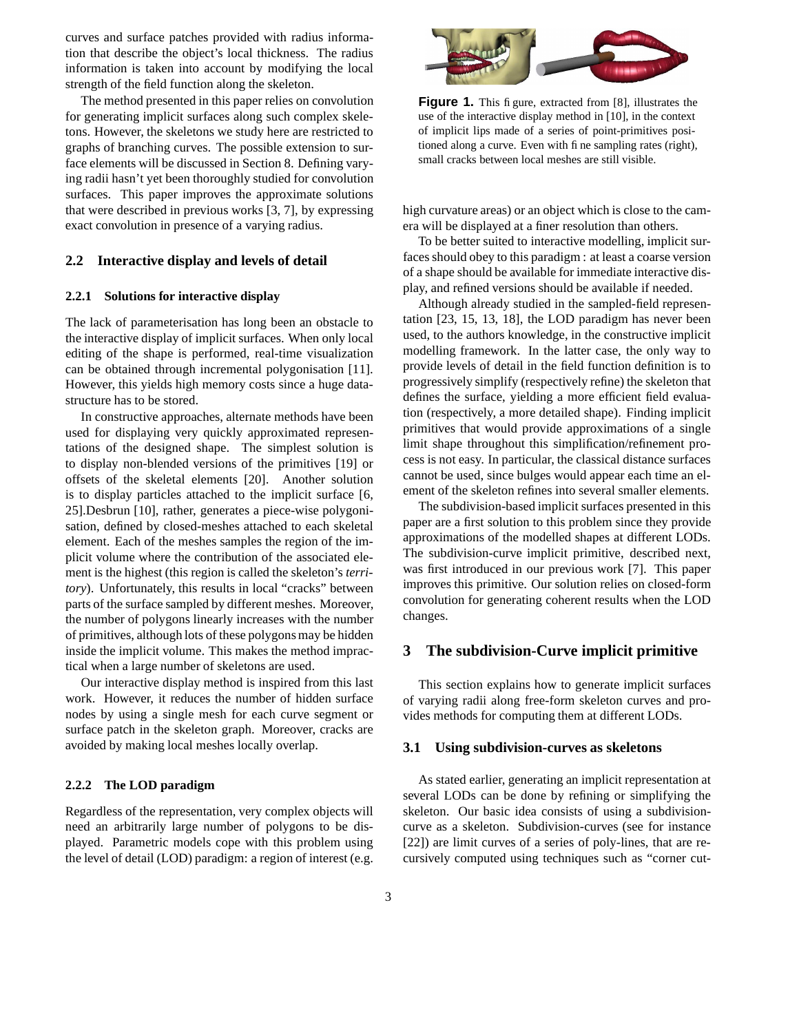curves and surface patches provided with radius information that describe the object's local thickness. The radius information is taken into account by modifying the local strength of the field function along the skeleton.

The method presented in this paper relies on convolution for generating implicit surfaces along such complex skeletons. However, the skeletons we study here are restricted to graphs of branching curves. The possible extension to surface elements will be discussed in Section 8. Defining varying radii hasn't yet been thoroughly studied for convolution surfaces. This paper improves the approximate solutions that were described in previous works [3, 7], by expressing exact convolution in presence of a varying radius.

## 2.2 Interactive display and levels of detail

### 2.2.1 Solutions for interactive display

The lack of parameterisation has long been an obstacle to the interactive display of implicit surfaces. When only local editing of the shape is performed, real-time visualization can be obtained through incremental polygonisation [11]. However, this yields high memory costs since a huge data-structure has to be stored.

In constructive approaches, alternate methods have been used for displaying very quickly approximated representations of the designed shape. The simplest solution is to display non-blended versions of the primitives [19] or offsets of the skeletal elements [20]. Another solution is to display particles attached to the implicit surface [6, 25].Desbrun [10], rather, generates a piece-wise polygonisation, defined by closed-meshes attached to each skeletal element. Each of the meshes samples the region of the implicit volume where the contribution of the associated element is the highest (this region is called the skeleton's *territory*). Unfortunately, this results in local "cracks" between parts of the surface sampled by different meshes. Moreover, the number of polygons linearly increases with the number of primitives, although lots of these polygons may be hidden inside the implicit volume. This makes the method impractical when a large number of skeletons are used.

Our interactive display method is inspired from this last work. However, it reduces the number of hidden surface nodes by using a single mesh for each curve segment or surface patch in the skeleton graph. Moreover, cracks are avoided by making local meshes locally overlap.

### 2.2.2 The LOD paradigm

Regardless of the representation, very complex objects will need an arbitrarily large number of polygons to be displayed. Parametric models cope with this problem using the level of detail (LOD) paradigm: a region of interest (e.g. high curvature areas) or an object which is close to the camera will be displayed at a finer resolution than others.

**Figure 1.** This figure, extracted from [8], illustrates the use of the interactive display method in [10], in the context of implicit lips made of a series of point-primitives positioned along a curve. Even with fine sampling rates (right), small cracks between local meshes are still visible.

To be better suited to interactive modelling, implicit surfaces should obey to this paradigm : at least a coarse version of a shape should be available for immediate interactive display, and refined versions should be available if needed.

Although already studied in the sampled-field representation [23, 15, 13, 18], the LOD paradigm has never been used, to the authors knowledge, in the constructive implicit modelling framework. In the latter case, the only way to provide levels of detail in the field function definition is to progressively simplify (respectively refine) the skeleton that defines the surface, yielding a more efficient field evaluation (respectively, a more detailed shape). Finding implicit primitives that would provide approximations of a single limit shape throughout this simplification/refinement process is not easy. In particular, the classical distance surfaces cannot be used, since bulges would appear each time an element of the skeleton refines into several smaller elements.

The subdivision-based implicit surfaces presented in this paper are a first solution to this problem since they provide approximations of the modelled shapes at different LODs. The subdivision-curve implicit primitive, described next, was first introduced in our previous work [7]. This paper improves this primitive. Our solution relies on closed-form convolution for generating coherent results when the LOD changes.

# 3 The subdivision-Curve implicit primitive

This section explains how to generate implicit surfaces of varying radii along free-form skeleton curves and provides methods for computing them at different LODs.

## 3.1 Using subdivision-curves as skeletons

As stated earlier, generating an implicit representation at several LODs can be done by refining or simplifying the skeleton. Our basic idea consists of using a subdivision-curve as a skeleton. Subdivision-curves (see for instance [22]) are limit curves of a series of poly-lines, that are recursively computed using techniques such as "corner cut-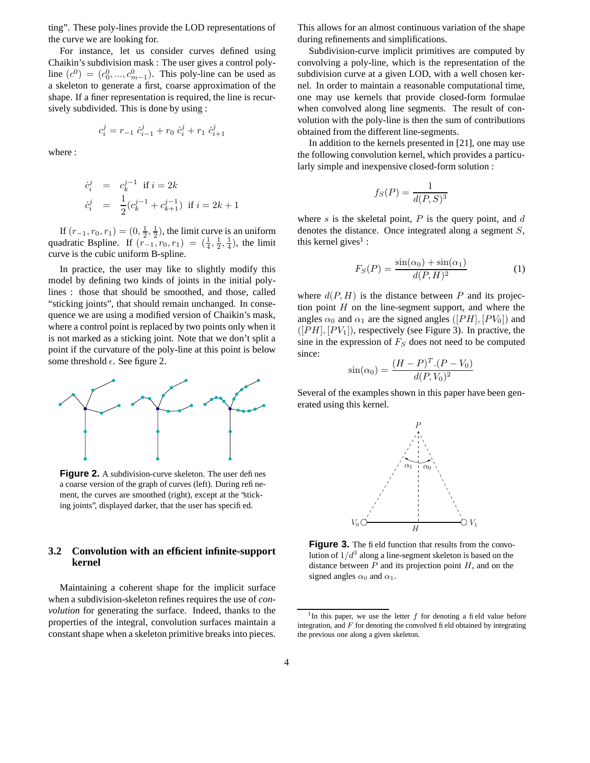ting". These poly-lines provide the LOD representations of the curve we are looking for.

For instance, let us consider curves defined using Chaikin's subdivision mask : The user gives a control poly-line $(c^0) = (c^0_0, ..., c^0_{m-1})$. This poly-line can be used as a skeleton to generate a first, coarse approximation of the shape. If a finer representation is required, the line is recursively subdivided. This is done by using :

$$c^j_i = r_{-1}\ \dot{c}^j_{i-1} + r_0\ \dot{c}^j_i + r_1\ \dot{c}^j_{i+1}$$

where :

$$\begin{aligned}
\dot{c}^j_i &= c^{j-1}_k \ \text{ if } i = 2k \\
\dot{c}^j_i &= \frac{1}{2}(c^{j-1}_k + c^{j-1}_{k+1}) \ \text{ if } i = 2k+1
\end{aligned}$$

If $(r_{-1}, r_0, r_1) = (0, \frac{1}{2}, \frac{1}{2})$, the limit curve is an uniform quadratic Bspline. If $(r_{-1}, r_0, r_1) = (\frac{1}{4}, \frac{1}{2}, \frac{1}{4})$, the limit curve is the cubic uniform B-spline.

In practice, the user may like to slightly modify this model by defining two kinds of joints in the initial poly-lines : those that should be smoothed, and those, called "sticking joints", that should remain unchanged. In consequence we are using a modified version of Chaikin's mask, where a control point is replaced by two points only when it is not marked as a sticking joint. Note that we don't split a point if the curvature of the poly-line at this point is below some threshold $\epsilon$. See figure 2.

**Figure 2.** A subdivision-curve skeleton. The user defines a coarse version of the graph of curves (left). During refinement, the curves are smoothed (right), except at the "sticking joints", displayed darker, that the user has specified.

### 3.2 Convolution with an efficient infinite-support kernel

Maintaining a coherent shape for the implicit surface when a subdivision-skeleton refines requires the use of *convolution* for generating the surface. Indeed, thanks to the properties of the integral, convolution surfaces maintain a constant shape when a skeleton primitive breaks into pieces. This allows for an almost continuous variation of the shape during refinements and simplifications.

Subdivision-curve implicit primitives are computed by convolving a poly-line, which is the representation of the subdivision curve at a given LOD, with a well chosen kernel. In order to maintain a reasonable computational time, one may use kernels that provide closed-form formulae when convolved along line segments. The result of convolution with the poly-line is then the sum of contributions obtained from the different line-segments.

In addition to the kernels presented in [21], one may use the following convolution kernel, which provides a particularly simple and inexpensive closed-form solution :

$$f_S(P) = \frac{1}{d(P,S)^3}$$

where $s$ is the skeletal point, $P$ is the query point, and $d$ denotes the distance. Once integrated along a segment $S$, this kernel gives[1] :

$$F_S(P) = \frac{\sin(\alpha_0) + \sin(\alpha_1)}{d(P,H)^2} \tag{1}$$

where $d(P,H)$ is the distance between $P$ and its projection point $H$ on the line-segment support, and where the angles $\alpha_0$ and $\alpha_1$ are the signed angles $([PH],[PV_0])$ and $([PH],[PV_1])$, respectively (see Figure 3). In practice, the sine in the expression of $F_S$ does not need to be computed since:

$$\sin(\alpha_0) = \frac{(H-P)^T.(P-V_0)}{d(P,V_0)^2}$$

Several of the examples shown in this paper have been generated using this kernel.

**Figure 3.** The field function that results from the convolution of $1/d^3$ along a line-segment skeleton is based on the distance between $P$ and its projection point $H$, and on the signed angles $\alpha_0$ and $\alpha_1$.

[1] In this paper, we use the letter $f$ for denoting a field value before integration, and $F$ for denoting the convolved field obtained by integrating the previous one along a given skeleton.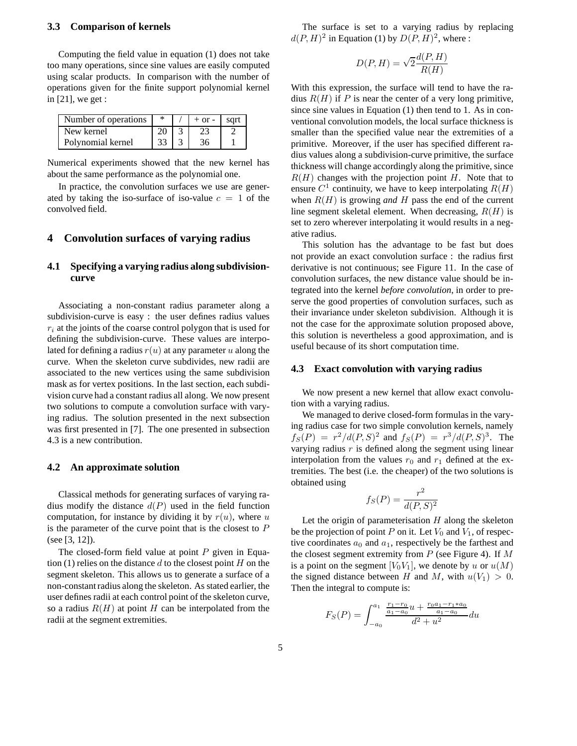### 3.3 Comparison of kernels

Computing the field value in equation (1) does not take too many operations, since sine values are easily computed using scalar products. In comparison with the number of operations given for the finite support polynomial kernel in [21], we get :

| Number of operations | * | / | + or - | sqrt |
|---|---|---|---|---|
| New kernel | 20 | 3 | 23 | 2 |
| Polynomial kernel | 33 | 3 | 36 | 1 |

Numerical experiments showed that the new kernel has about the same performance as the polynomial one.

In practice, the convolution surfaces we use are generated by taking the iso-surface of iso-value $c = 1$ of the convolved field.

## 4 Convolution surfaces of varying radius

### 4.1 Specifying a varying radius along subdivision-curve

Associating a non-constant radius parameter along a subdivision-curve is easy : the user defines radius values $r_i$ at the joints of the coarse control polygon that is used for defining the subdivision-curve. These values are interpolated for defining a radius $r(u)$ at any parameter $u$ along the curve. When the skeleton curve subdivides, new radii are associated to the new vertices using the same subdivision mask as for vertex positions. In the last section, each subdivision curve had a constant radius all along. We now present two solutions to compute a convolution surface with varying radius. The solution presented in the next subsection was first presented in [7]. The one presented in subsection 4.3 is a new contribution.

### 4.2 An approximate solution

Classical methods for generating surfaces of varying radius modify the distance $d(P)$ used in the field function computation, for instance by dividing it by $r(u)$, where $u$ is the parameter of the curve point that is the closest to $P$ (see [3, 12]).

The closed-form field value at point $P$ given in Equation (1) relies on the distance $d$ to the closest point $H$ on the segment skeleton. This allows us to generate a surface of a non-constant radius along the skeleton. As stated earlier, the user defines radii at each control point of the skeleton curve, so a radius $R(H)$ at point $H$ can be interpolated from the radii at the segment extremities.

The surface is set to a varying radius by replacing $d(P, H)^2$ in Equation (1) by $D(P, H)^2$, where :

$$D(P, H) = \sqrt{2}\frac{d(P, H)}{R(H)}$$

With this expression, the surface will tend to have the radius $R(H)$ if $P$ is near the center of a very long primitive, since sine values in Equation (1) then tend to 1. As in conventional convolution models, the local surface thickness is smaller than the specified value near the extremities of a primitive. Moreover, if the user has specified different radius values along a subdivision-curve primitive, the surface thickness will change accordingly along the primitive, since $R(H)$ changes with the projection point $H$. Note that to ensure $C^1$ continuity, we have to keep interpolating $R(H)$ when $R(H)$ is growing *and* $H$ pass the end of the current line segment skeletal element. When decreasing, $R(H)$ is set to zero wherever interpolating it would results in a negative radius.

This solution has the advantage to be fast but does not provide an exact convolution surface : the radius first derivative is not continuous; see Figure 11. In the case of convolution surfaces, the new distance value should be integrated into the kernel *before convolution*, in order to preserve the good properties of convolution surfaces, such as their invariance under skeleton subdivision. Although it is not the case for the approximate solution proposed above, this solution is nevertheless a good approximation, and is useful because of its short computation time.

### 4.3 Exact convolution with varying radius

We now present a new kernel that allow exact convolution with a varying radius.

We managed to derive closed-form formulas in the varying radius case for two simple convolution kernels, namely $f_S(P) = r^2/d(P, S)^2$ and $f_S(P) = r^3/d(P, S)^3$. The varying radius $r$ is defined along the segment using linear interpolation from the values $r_0$ and $r_1$ defined at the extremities. The best (i.e. the cheaper) of the two solutions is obtained using

$$f_S(P) = \frac{r^2}{d(P, S)^2}$$

Let the origin of parameterisation $H$ along the skeleton be the projection of point $P$ on it. Let $V_0$ and $V_1$, of respective coordinates $a_0$ and $a_1$, respectively be the farthest and the closest segment extremity from $P$ (see Figure 4). If $M$ is a point on the segment $[V_0V_1]$, we denote by $u$ or $u(M)$ the signed distance between $H$ and $M$, with $u(V_1) > 0$. Then the integral to compute is:

$$F_S(P) = \int_{-a_0}^{a_1} \frac{\frac{r_1 - r_0}{a_1 - a_0}u + \frac{r_0 a_1 - r_1 * a_0}{a_1 - a_0}}{d^2 + u^2} du$$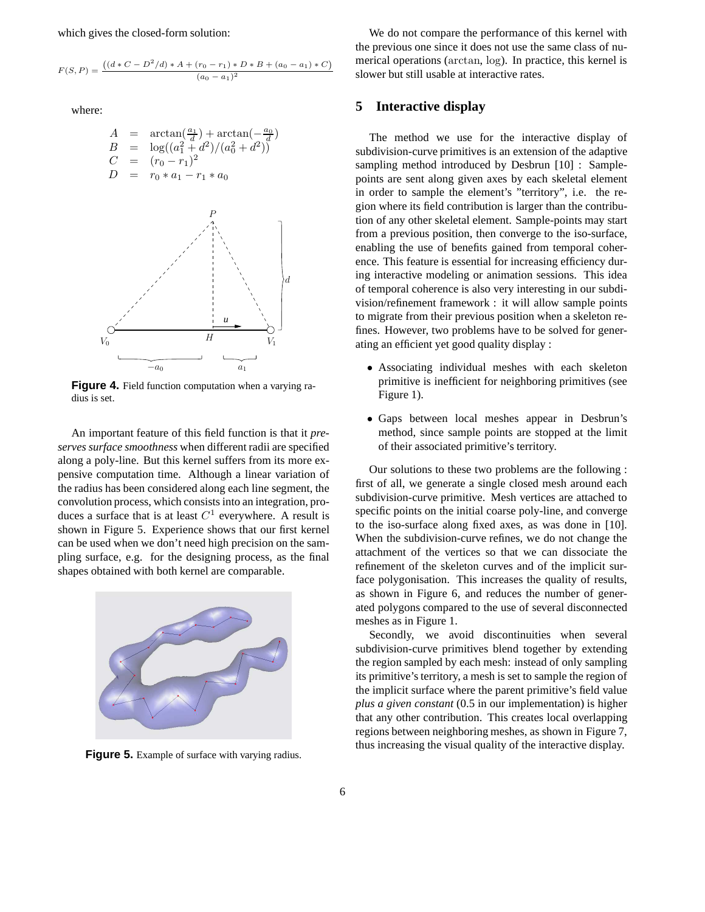which gives the closed-form solution:

$$F(S,P) = \frac{((d*C - D^2/d)*A + (r_0 - r_1)*D*B + (a_0 - a_1)*C)}{(a_0 - a_1)^2}$$

where:

$$\begin{aligned}
A &= \arctan(\tfrac{a_1}{d}) + \arctan(-\tfrac{a_0}{d}) \\
B &= \log((a_1^2 + d^2)/(a_0^2 + d^2)) \\
C &= (r_0 - r_1)^2 \\
D &= r_0 * a_1 - r_1 * a_0
\end{aligned}$$

**Figure 4.** Field function computation when a varying radius is set.

An important feature of this field function is that it *preserves surface smoothness* when different radii are specified along a poly-line. But this kernel suffers from its more expensive computation time. Although a linear variation of the radius has been considered along each line segment, the convolution process, which consists into an integration, produces a surface that is at least $C^1$ everywhere. A result is shown in Figure 5. Experience shows that our first kernel can be used when we don't need high precision on the sampling surface, e.g. for the designing process, as the final shapes obtained with both kernel are comparable.

**Figure 5.** Example of surface with varying radius.

We do not compare the performance of this kernel with the previous one since it does not use the same class of numerical operations (arctan, log). In practice, this kernel is slower but still usable at interactive rates.

## 5 Interactive display

The method we use for the interactive display of subdivision-curve primitives is an extension of the adaptive sampling method introduced by Desbrun [10] : Sample-points are sent along given axes by each skeletal element in order to sample the element's "territory", i.e. the region where its field contribution is larger than the contribution of any other skeletal element. Sample-points may start from a previous position, then converge to the iso-surface, enabling the use of benefits gained from temporal coherence. This feature is essential for increasing efficiency during interactive modeling or animation sessions. This idea of temporal coherence is also very interesting in our subdivision/refinement framework : it will allow sample points to migrate from their previous position when a skeleton refines. However, two problems have to be solved for generating an efficient yet good quality display :

- Associating individual meshes with each skeleton primitive is inefficient for neighboring primitives (see Figure 1).
- Gaps between local meshes appear in Desbrun's method, since sample points are stopped at the limit of their associated primitive's territory.

Our solutions to these two problems are the following : first of all, we generate a single closed mesh around each subdivision-curve primitive. Mesh vertices are attached to specific points on the initial coarse poly-line, and converge to the iso-surface along fixed axes, as was done in [10]. When the subdivision-curve refines, we do not change the attachment of the vertices so that we can dissociate the refinement of the skeleton curves and of the implicit surface polygonisation. This increases the quality of results, as shown in Figure 6, and reduces the number of generated polygons compared to the use of several disconnected meshes as in Figure 1.

Secondly, we avoid discontinuities when several subdivision-curve primitives blend together by extending the region sampled by each mesh: instead of only sampling its primitive's territory, a mesh is set to sample the region of the implicit surface where the parent primitive's field value *plus a given constant* (0.5 in our implementation) is higher that any other contribution. This creates local overlapping regions between neighboring meshes, as shown in Figure 7, thus increasing the visual quality of the interactive display.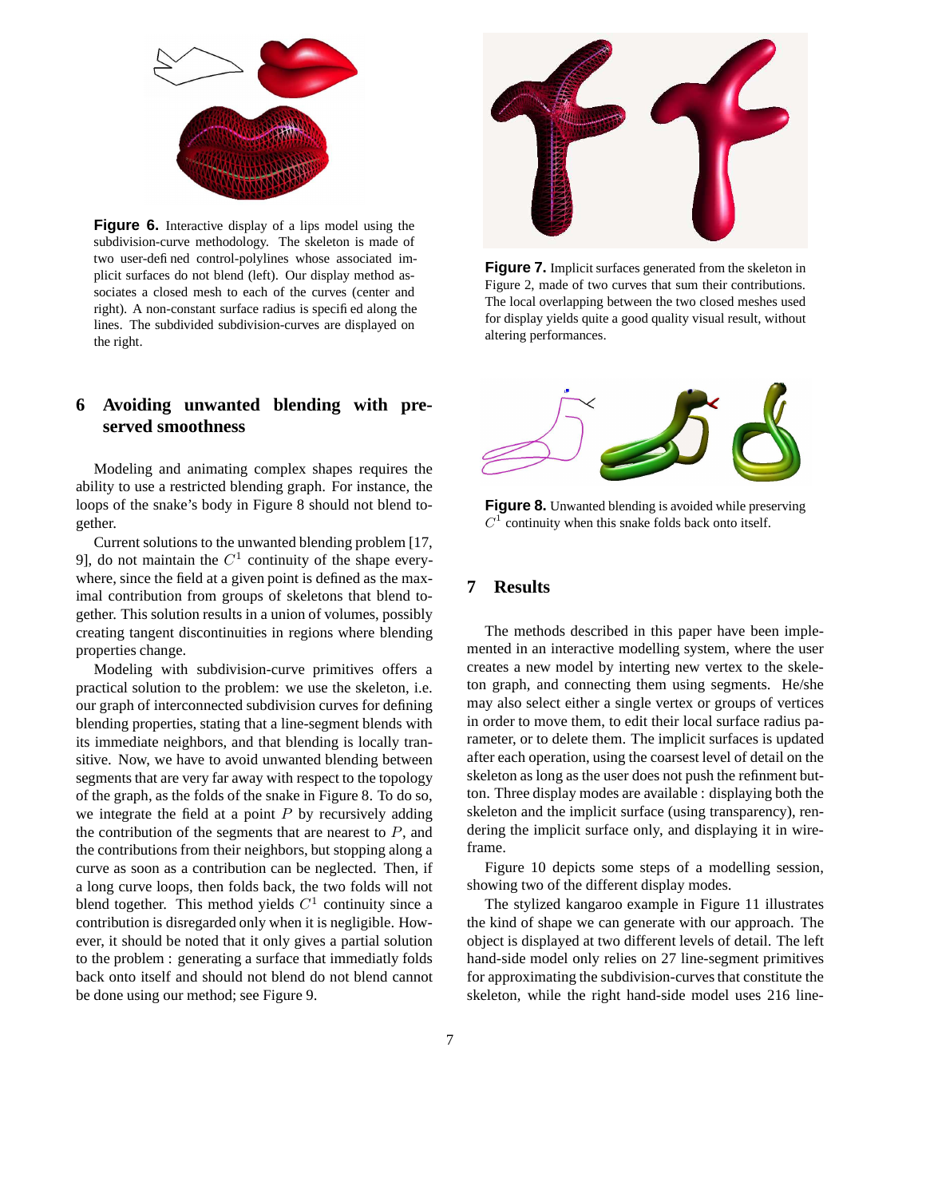**Figure 6.** Interactive display of a lips model using the subdivision-curve methodology. The skeleton is made of two user-defined control-polylines whose associated implicit surfaces do not blend (left). Our display method associates a closed mesh to each of the curves (center and right). A non-constant surface radius is specified along the lines. The subdivided subdivision-curves are displayed on the right.

**Figure 7.** Implicit surfaces generated from the skeleton in Figure 2, made of two curves that sum their contributions. The local overlapping between the two closed meshes used for display yields quite a good quality visual result, without altering performances.

**Figure 8.** Unwanted blending is avoided while preserving $C^1$ continuity when this snake folds back onto itself.

## 6 Avoiding unwanted blending with preserved smoothness

Modeling and animating complex shapes requires the ability to use a restricted blending graph. For instance, the loops of the snake's body in Figure 8 should not blend together.

Current solutions to the unwanted blending problem [17, 9], do not maintain the $C^1$ continuity of the shape everywhere, since the field at a given point is defined as the maximal contribution from groups of skeletons that blend together. This solution results in a union of volumes, possibly creating tangent discontinuities in regions where blending properties change.

Modeling with subdivision-curve primitives offers a practical solution to the problem: we use the skeleton, i.e. our graph of interconnected subdivision curves for defining blending properties, stating that a line-segment blends with its immediate neighbors, and that blending is locally transitive. Now, we have to avoid unwanted blending between segments that are very far away with respect to the topology of the graph, as the folds of the snake in Figure 8. To do so, we integrate the field at a point $P$ by recursively adding the contribution of the segments that are nearest to $P$, and the contributions from their neighbors, but stopping along a curve as soon as a contribution can be neglected. Then, if a long curve loops, then folds back, the two folds will not blend together. This method yields $C^1$ continuity since a contribution is disregarded only when it is negligible. However, it should be noted that it only gives a partial solution to the problem : generating a surface that immediatly folds back onto itself and should not blend do not blend cannot be done using our method; see Figure 9.

## 7 Results

The methods described in this paper have been implemented in an interactive modelling system, where the user creates a new model by interting new vertex to the skeleton graph, and connecting them using segments. He/she may also select either a single vertex or groups of vertices in order to move them, to edit their local surface radius parameter, or to delete them. The implicit surfaces is updated after each operation, using the coarsest level of detail on the skeleton as long as the user does not push the refinment button. Three display modes are available : displaying both the skeleton and the implicit surface (using transparency), rendering the implicit surface only, and displaying it in wireframe.

Figure 10 depicts some steps of a modelling session, showing two of the different display modes.

The stylized kangaroo example in Figure 11 illustrates the kind of shape we can generate with our approach. The object is displayed at two different levels of detail. The left hand-side model only relies on 27 line-segment primitives for approximating the subdivision-curves that constitute the skeleton, while the right hand-side model uses 216 line-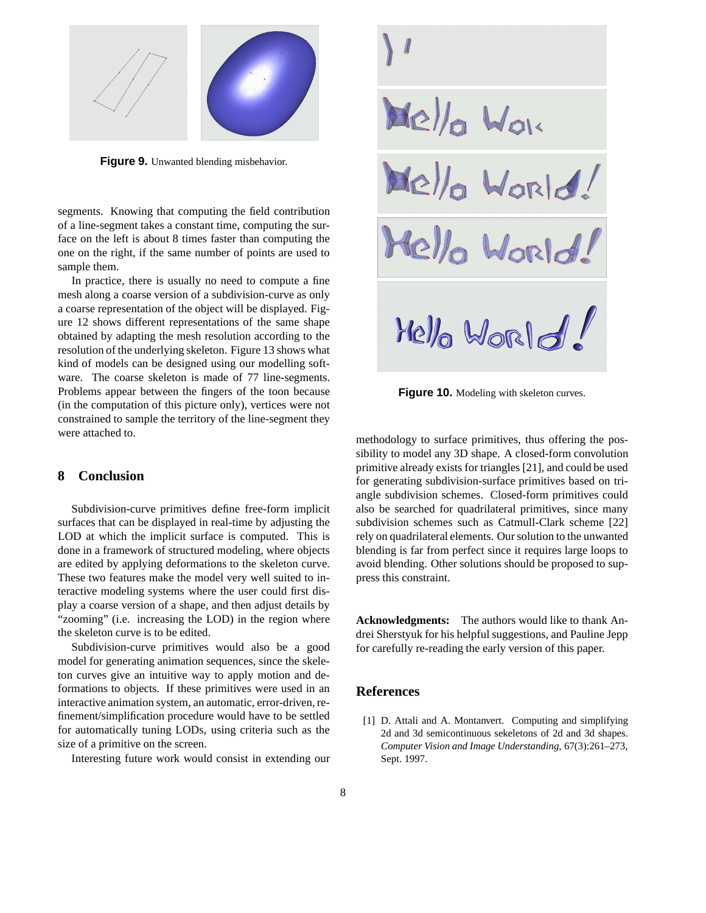Figure 9. Unwanted blending misbehavior.

segments. Knowing that computing the field contribution of a line-segment takes a constant time, computing the surface on the left is about 8 times faster than computing the one on the right, if the same number of points are used to sample them.

In practice, there is usually no need to compute a fine mesh along a coarse version of a subdivision-curve as only a coarse representation of the object will be displayed. Figure 12 shows different representations of the same shape obtained by adapting the mesh resolution according to the resolution of the underlying skeleton. Figure 13 shows what kind of models can be designed using our modelling software. The coarse skeleton is made of 77 line-segments. Problems appear between the fingers of the toon because (in the computation of this picture only), vertices were not constrained to sample the territory of the line-segment they were attached to.

## 8 Conclusion

Subdivision-curve primitives define free-form implicit surfaces that can be displayed in real-time by adjusting the LOD at which the implicit surface is computed. This is done in a framework of structured modeling, where objects are edited by applying deformations to the skeleton curve. These two features make the model very well suited to interactive modeling systems where the user could first display a coarse version of a shape, and then adjust details by "zooming" (i.e. increasing the LOD) in the region where the skeleton curve is to be edited.

Subdivision-curve primitives would also be a good model for generating animation sequences, since the skeleton curves give an intuitive way to apply motion and deformations to objects. If these primitives were used in an interactive animation system, an automatic, error-driven, refinement/simplification procedure would have to be settled for automatically tuning LODs, using criteria such as the size of a primitive on the screen.

Interesting future work would consist in extending our methodology to surface primitives, thus offering the possibility to model any 3D shape. A closed-form convolution primitive already exists for triangles [21], and could be used for generating subdivision-surface primitives based on triangle subdivision schemes. Closed-form primitives could also be searched for quadrilateral primitives, since many subdivision schemes such as Catmull-Clark scheme [22] rely on quadrilateral elements. Our solution to the unwanted blending is far from perfect since it requires large loops to avoid blending. Other solutions should be proposed to suppress this constraint.

Figure 10. Modeling with skeleton curves.

**Acknowledgments:** The authors would like to thank Andrei Sherstyuk for his helpful suggestions, and Pauline Jepp for carefully re-reading the early version of this paper.

## References

[1] D. Attali and A. Montanvert. Computing and simplifying 2d and 3d semicontinuous sekeletons of 2d and 3d shapes. *Computer Vision and Image Understanding*, 67(3):261–273, Sept. 1997.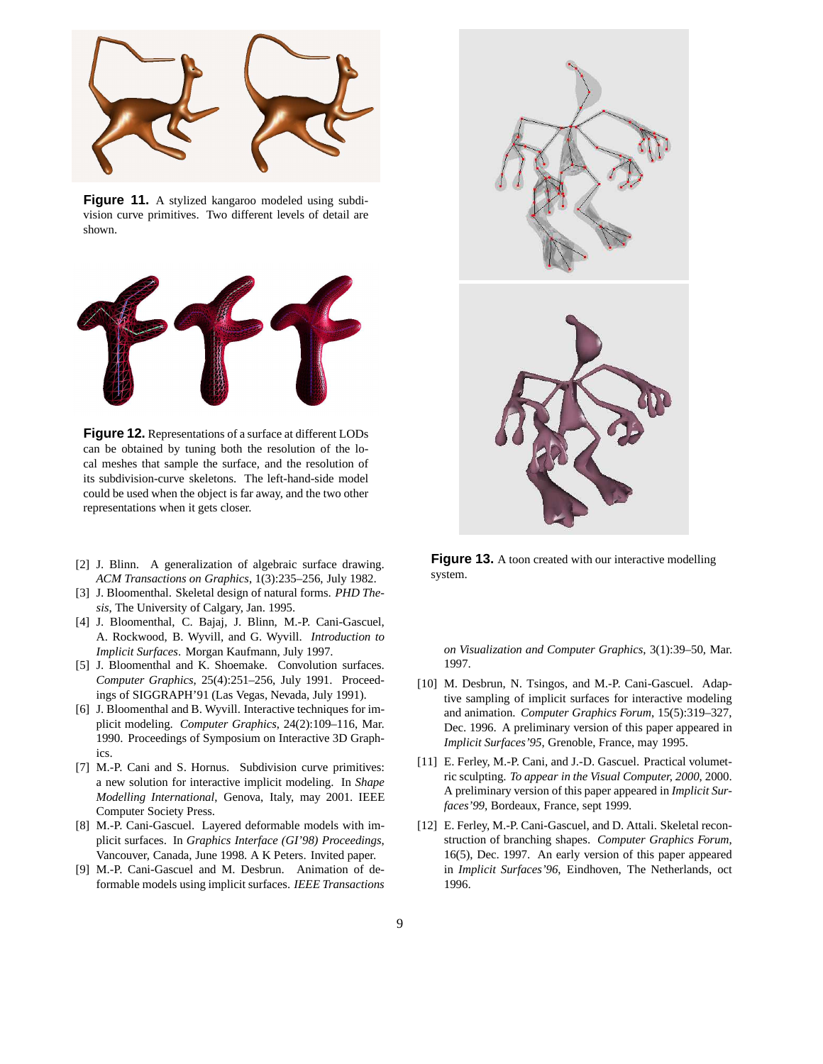**Figure 11.** A stylized kangaroo modeled using subdivision curve primitives. Two different levels of detail are shown.

**Figure 12.** Representations of a surface at different LODs can be obtained by tuning both the resolution of the local meshes that sample the surface, and the resolution of its subdivision-curve skeletons. The left-hand-side model could be used when the object is far away, and the two other representations when it gets closer.

**Figure 13.** A toon created with our interactive modelling system.

[2] J. Blinn. A generalization of algebraic surface drawing. *ACM Transactions on Graphics*, 1(3):235–256, July 1982.

[3] J. Bloomenthal. Skeletal design of natural forms. *PHD Thesis*, The University of Calgary, Jan. 1995.

[4] J. Bloomenthal, C. Bajaj, J. Blinn, M.-P. Cani-Gascuel, A. Rockwood, B. Wyvill, and G. Wyvill. *Introduction to Implicit Surfaces*. Morgan Kaufmann, July 1997.

[5] J. Bloomenthal and K. Shoemake. Convolution surfaces. *Computer Graphics*, 25(4):251–256, July 1991. Proceedings of SIGGRAPH'91 (Las Vegas, Nevada, July 1991).

[6] J. Bloomenthal and B. Wyvill. Interactive techniques for implicit modeling. *Computer Graphics*, 24(2):109–116, Mar. 1990. Proceedings of Symposium on Interactive 3D Graphics.

[7] M.-P. Cani and S. Hornus. Subdivision curve primitives: a new solution for interactive implicit modeling. In *Shape Modelling International*, Genova, Italy, may 2001. IEEE Computer Society Press.

[8] M.-P. Cani-Gascuel. Layered deformable models with implicit surfaces. In *Graphics Interface (GI'98) Proceedings*, Vancouver, Canada, June 1998. A K Peters. Invited paper.

[9] M.-P. Cani-Gascuel and M. Desbrun. Animation of deformable models using implicit surfaces. *IEEE Transactions on Visualization and Computer Graphics*, 3(1):39–50, Mar. 1997.

[10] M. Desbrun, N. Tsingos, and M.-P. Cani-Gascuel. Adaptive sampling of implicit surfaces for interactive modeling and animation. *Computer Graphics Forum*, 15(5):319–327, Dec. 1996. A preliminary version of this paper appeared in *Implicit Surfaces'95*, Grenoble, France, may 1995.

[11] E. Ferley, M.-P. Cani, and J.-D. Gascuel. Practical volumetric sculpting. *To appear in the Visual Computer, 2000*, 2000. A preliminary version of this paper appeared in *Implicit Surfaces'99*, Bordeaux, France, sept 1999.

[12] E. Ferley, M.-P. Cani-Gascuel, and D. Attali. Skeletal reconstruction of branching shapes. *Computer Graphics Forum*, 16(5), Dec. 1997. An early version of this paper appeared in *Implicit Surfaces'96*, Eindhoven, The Netherlands, oct 1996.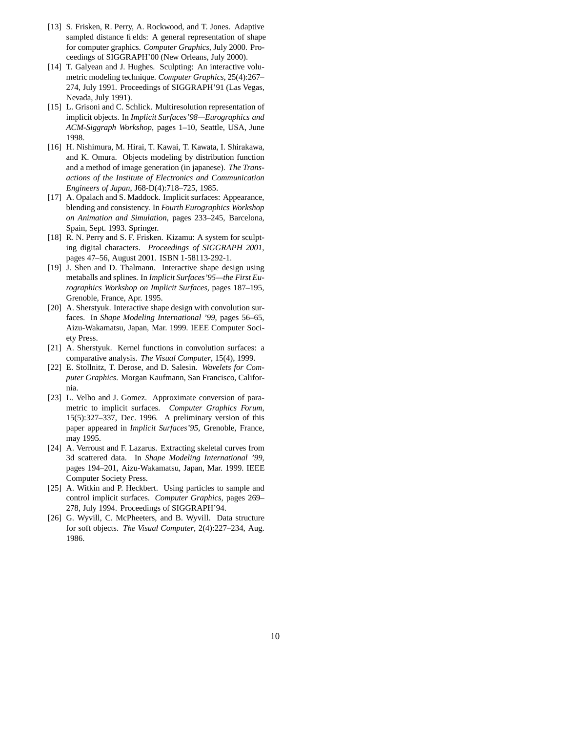[13] S. Frisken, R. Perry, A. Rockwood, and T. Jones. Adaptive sampled distance fields: A general representation of shape for computer graphics. *Computer Graphics*, July 2000. Proceedings of SIGGRAPH'00 (New Orleans, July 2000).

[14] T. Galyean and J. Hughes. Sculpting: An interactive volumetric modeling technique. *Computer Graphics*, 25(4):267–274, July 1991. Proceedings of SIGGRAPH'91 (Las Vegas, Nevada, July 1991).

[15] L. Grisoni and C. Schlick. Multiresolution representation of implicit objects. In *Implicit Surfaces'98—Eurographics and ACM-Siggraph Workshop*, pages 1–10, Seattle, USA, June 1998.

[16] H. Nishimura, M. Hirai, T. Kawai, T. Kawata, I. Shirakawa, and K. Omura. Objects modeling by distribution function and a method of image generation (in japanese). *The Transactions of the Institute of Electronics and Communication Engineers of Japan*, J68-D(4):718–725, 1985.

[17] A. Opalach and S. Maddock. Implicit surfaces: Appearance, blending and consistency. In *Fourth Eurographics Workshop on Animation and Simulation*, pages 233–245, Barcelona, Spain, Sept. 1993. Springer.

[18] R. N. Perry and S. F. Frisken. Kizamu: A system for sculpting digital characters. *Proceedings of SIGGRAPH 2001*, pages 47–56, August 2001. ISBN 1-58113-292-1.

[19] J. Shen and D. Thalmann. Interactive shape design using metaballs and splines. In *Implicit Surfaces'95—the First Eurographics Workshop on Implicit Surfaces*, pages 187–195, Grenoble, France, Apr. 1995.

[20] A. Sherstyuk. Interactive shape design with convolution surfaces. In *Shape Modeling International '99*, pages 56–65, Aizu-Wakamatsu, Japan, Mar. 1999. IEEE Computer Society Press.

[21] A. Sherstyuk. Kernel functions in convolution surfaces: a comparative analysis. *The Visual Computer*, 15(4), 1999.

[22] E. Stollnitz, T. Derose, and D. Salesin. *Wavelets for Computer Graphics*. Morgan Kaufmann, San Francisco, California.

[23] L. Velho and J. Gomez. Approximate conversion of parametric to implicit surfaces. *Computer Graphics Forum*, 15(5):327–337, Dec. 1996. A preliminary version of this paper appeared in *Implicit Surfaces'95*, Grenoble, France, may 1995.

[24] A. Verroust and F. Lazarus. Extracting skeletal curves from 3d scattered data. In *Shape Modeling International '99*, pages 194–201, Aizu-Wakamatsu, Japan, Mar. 1999. IEEE Computer Society Press.

[25] A. Witkin and P. Heckbert. Using particles to sample and control implicit surfaces. *Computer Graphics*, pages 269–278, July 1994. Proceedings of SIGGRAPH'94.

[26] G. Wyvill, C. McPheeters, and B. Wyvill. Data structure for soft objects. *The Visual Computer*, 2(4):227–234, Aug. 1986.